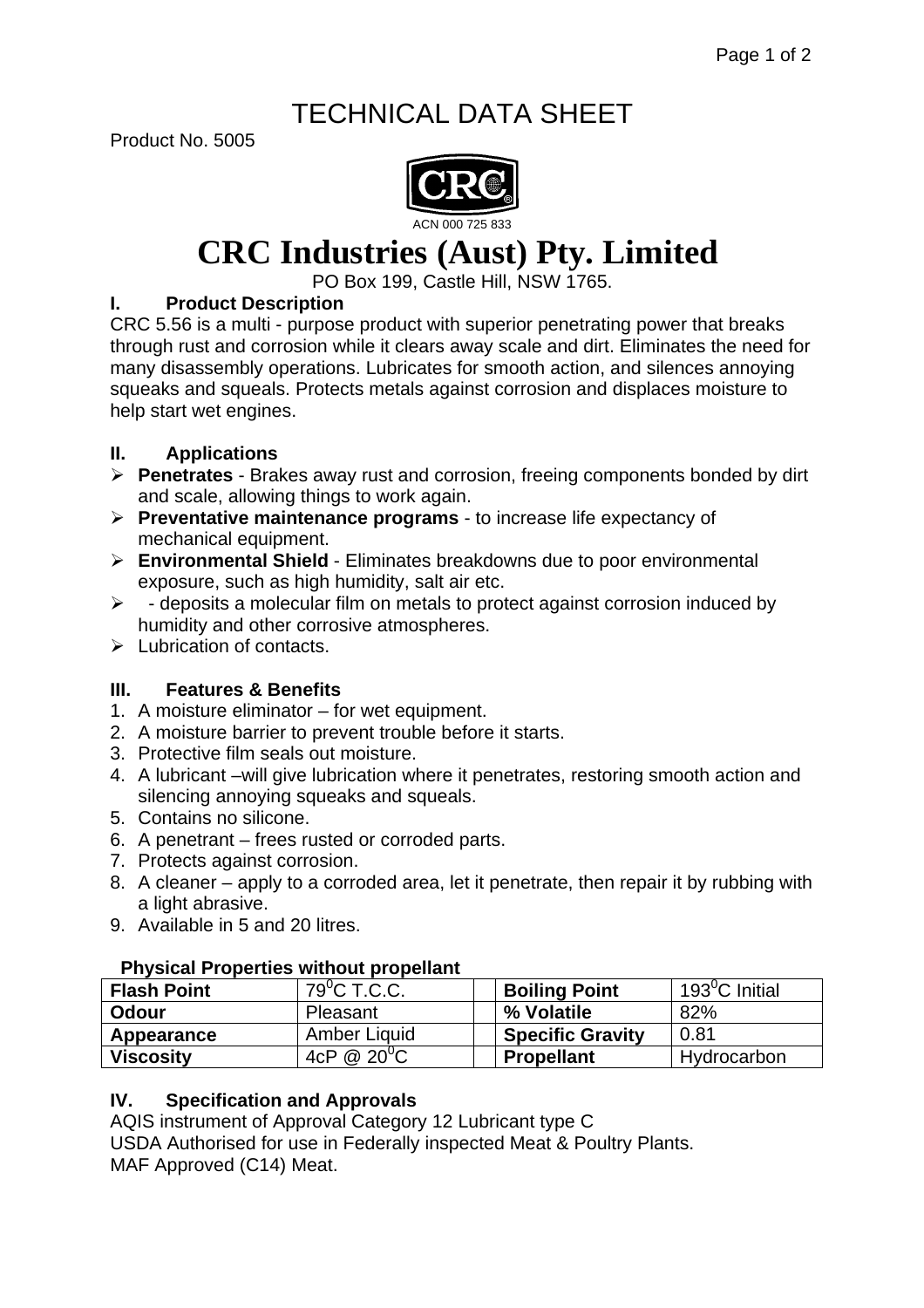# TECHNICAL DATA SHEET

Product No. 5005

ACN 000 725 833

# CRC Industries (Aust) Pty. Limited

PO Box 199, Castle Hill, NSW 1765.

## I. Product Description

CRC 5.56 is a multi - purpose product with superior penetrating power that breaks through rust and corrosion while it clears away scale and dirt. Eliminates the need for many disassembly operations. Lubricates for smooth action, and silences annoying squeaks and squeals. Protects metals against corrosion and displaces moisture to help start wet engines.

## II. Applications

- **Penetrates** - Brakes away rust and corrosion, freeing components bonded by dirt and scale, allowing things to work again.
- **Preventative maintenance programs** - to increase life expectancy of mechanical equipment.
- **Environmental Shield** - Eliminates breakdowns due to poor environmental exposure, such as high humidity, salt air etc.
- - deposits a molecular film on metals to protect against corrosion induced by humidity and other corrosive atmospheres.
- Lubrication of contacts.

## III. Features & Benefits

1. A moisture eliminator – for wet equipment.
2. A moisture barrier to prevent trouble before it starts.
3. Protective film seals out moisture.
4. A lubricant –will give lubrication where it penetrates, restoring smooth action and silencing annoying squeaks and squeals.
5. Contains no silicone.
6. A penetrant – frees rusted or corroded parts.
7. Protects against corrosion.
8. A cleaner – apply to a corroded area, let it penetrate, then repair it by rubbing with a light abrasive.
9. Available in 5 and 20 litres.

**Physical Properties without propellant**

| | | | | |
|---|---|---|---|---|
| **Flash Point** | $79^0$C T.C.C. | | **Boiling Point** | $193^0$C Initial |
| **Odour** | Pleasant | | **% Volatile** | 82% |
| **Appearance** | Amber Liquid | | **Specific Gravity** | 0.81 |
| **Viscosity** | 4cP @ $20^0$C | | **Propellant** | Hydrocarbon |

## IV. Specification and Approvals

AQIS instrument of Approval Category 12 Lubricant type C

USDA Authorised for use in Federally inspected Meat & Poultry Plants.

MAF Approved (C14) Meat.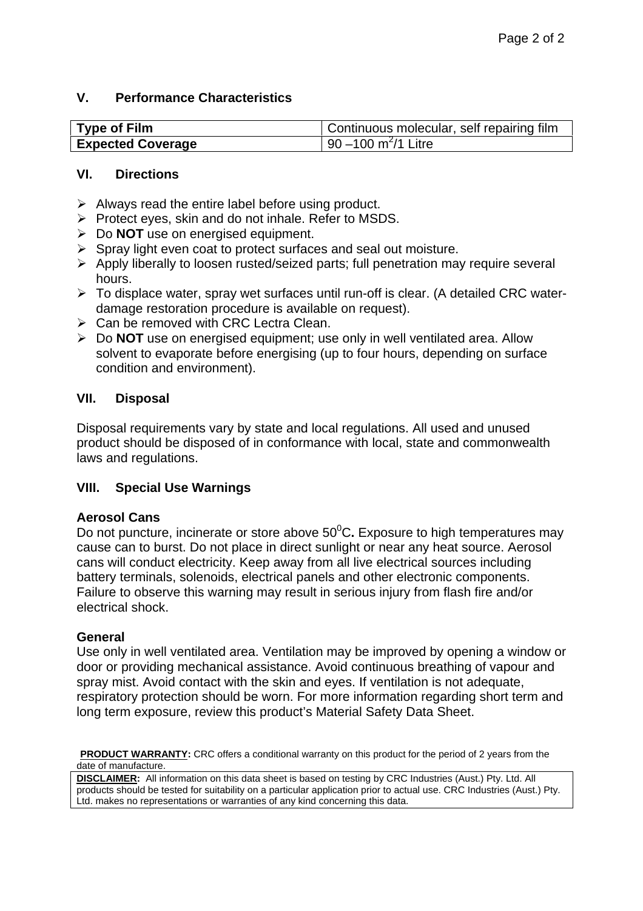## V. Performance Characteristics

| | |
|---|---|
| **Type of Film** | Continuous molecular, self repairing film |
| **Expected Coverage** | 90 –100 $m^2$/1 Litre |

## VI. Directions

- Always read the entire label before using product.
- Protect eyes, skin and do not inhale. Refer to MSDS.
- Do **NOT** use on energised equipment.
- Spray light even coat to protect surfaces and seal out moisture.
- Apply liberally to loosen rusted/seized parts; full penetration may require several hours.
- To displace water, spray wet surfaces until run-off is clear. (A detailed CRC water-damage restoration procedure is available on request).
- Can be removed with CRC Lectra Clean.
- Do **NOT** use on energised equipment; use only in well ventilated area. Allow solvent to evaporate before energising (up to four hours, depending on surface condition and environment).

## VII. Disposal

Disposal requirements vary by state and local regulations. All used and unused product should be disposed of in conformance with local, state and commonwealth laws and regulations.

## VIII. Special Use Warnings

### Aerosol Cans

Do not puncture, incinerate or store above $50^0$C**.** Exposure to high temperatures may cause can to burst. Do not place in direct sunlight or near any heat source. Aerosol cans will conduct electricity. Keep away from all live electrical sources including battery terminals, solenoids, electrical panels and other electronic components. Failure to observe this warning may result in serious injury from flash fire and/or electrical shock.

### General

Use only in well ventilated area. Ventilation may be improved by opening a window or door or providing mechanical assistance. Avoid continuous breathing of vapour and spray mist. Avoid contact with the skin and eyes. If ventilation is not adequate, respiratory protection should be worn. For more information regarding short term and long term exposure, review this product's Material Safety Data Sheet.

**PRODUCT WARRANTY:** CRC offers a conditional warranty on this product for the period of 2 years from the date of manufacture.

**DISCLAIMER:** All information on this data sheet is based on testing by CRC Industries (Aust.) Pty. Ltd. All products should be tested for suitability on a particular application prior to actual use. CRC Industries (Aust.) Pty. Ltd. makes no representations or warranties of any kind concerning this data.